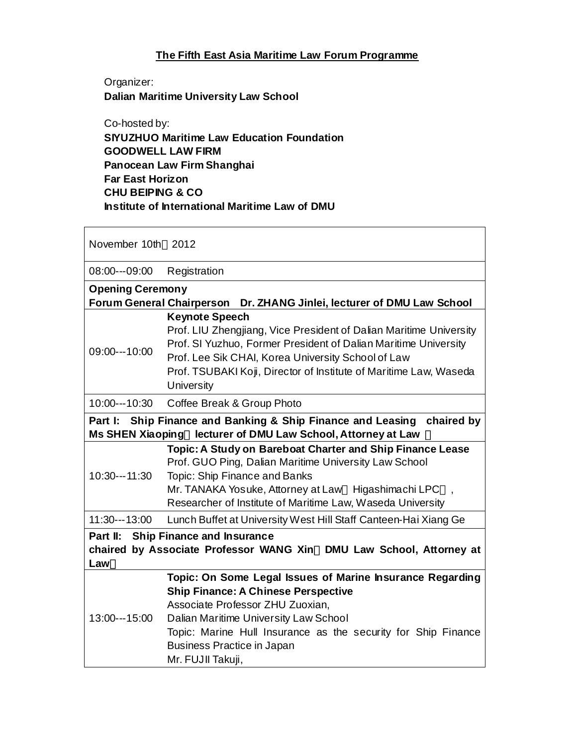**The Fifth East Asia Maritime Law Forum Programme**

Organizer:
**Dalian Maritime University Law School**

Co-hosted by:
**SIYUZHUO Maritime Law Education Foundation**
**GOODWELL LAW FIRM**
**Panocean Law Firm Shanghai**
**Far East Horizon**
**CHU BEIPING & CO**
**Institute of International Maritime Law of DMU**

| | |
|---|---|
| November 10th，2012 | |
| 08:00---09:00 | Registration |
| **Opening Ceremony**<br>**Forum General Chairperson Dr. ZHANG Jinlei, lecturer of DMU Law School** | |
| 09:00---10:00 | **Keynote Speech**<br>Prof. LIU Zhengjiang, Vice President of Dalian Maritime University<br>Prof. SI Yuzhuo, Former President of Dalian Maritime University<br>Prof. Lee Sik CHAI, Korea University School of Law<br>Prof. TSUBAKI Koji, Director of Institute of Maritime Law, Waseda University |
| 10:00---10:30 | Coffee Break & Group Photo |
| **Part I: Ship Finance and Banking & Ship Finance and Leasing chaired by Ms SHEN Xiaoping（lecturer of DMU Law School, Attorney at Law）** | |
| 10:30---11:30 | **Topic: A Study on Bareboat Charter and Ship Finance Lease**<br>Prof. GUO Ping, Dalian Maritime University Law School<br>Topic: Ship Finance and Banks<br>Mr. TANAKA Yosuke, Attorney at Law（Higashimachi LPC）, Researcher of Institute of Maritime Law, Waseda University |
| 11:30---13:00 | Lunch Buffet at University West Hill Staff Canteen-Hai Xiang Ge |
| **Part II: Ship Finance and Insurance**<br>**chaired by Associate Professor WANG Xin（DMU Law School, Attorney at Law）** | |
| 13:00---15:00 | **Topic: On Some Legal Issues of Marine Insurance Regarding Ship Finance: A Chinese Perspective**<br>Associate Professor ZHU Zuoxian,<br>Dalian Maritime University Law School<br>Topic: Marine Hull Insurance as the security for Ship Finance Business Practice in Japan<br>Mr. FUJII Takuji, |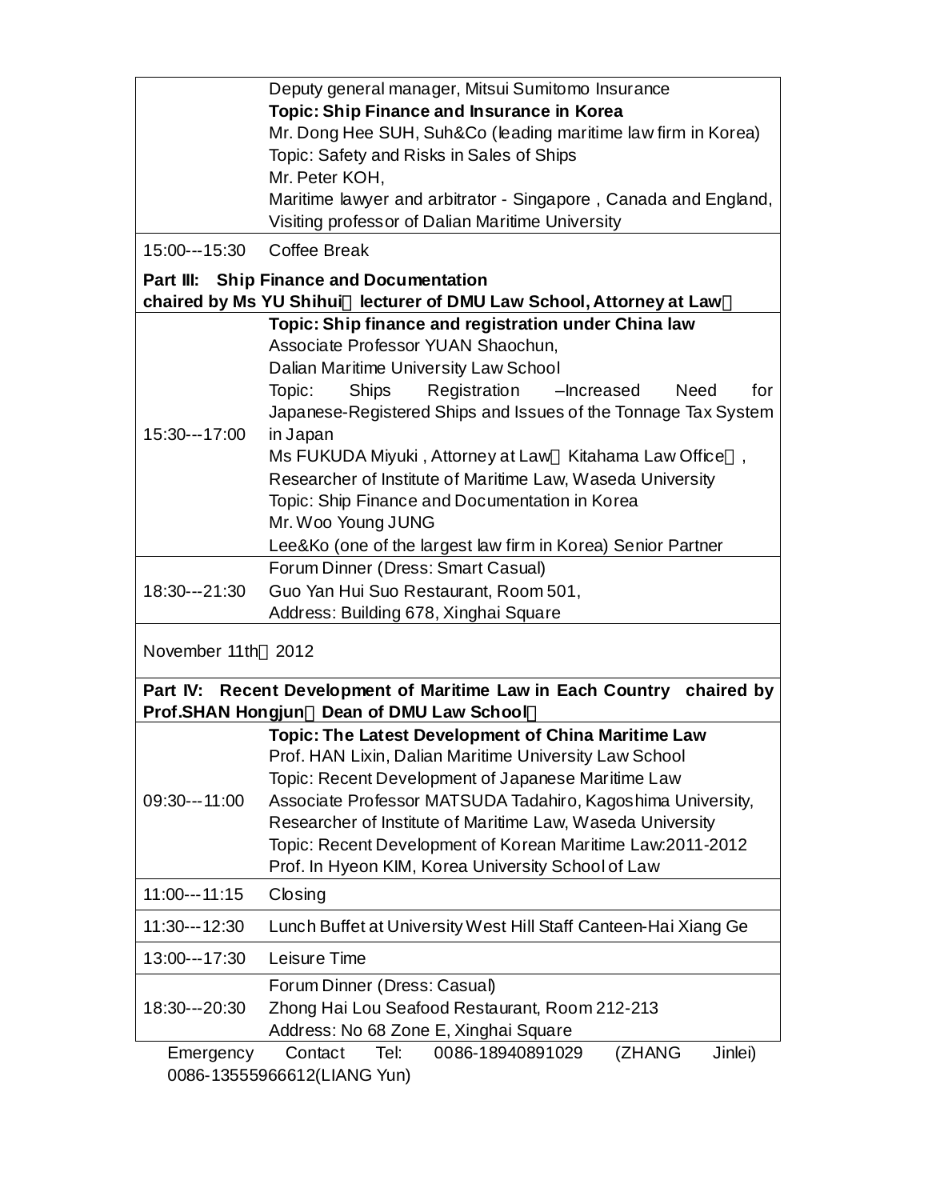| | |
|---|---|
| | Deputy general manager, Mitsui Sumitomo Insurance<br>**Topic: Ship Finance and Insurance in Korea**<br>Mr. Dong Hee SUH, Suh&Co (leading maritime law firm in Korea)<br>Topic: Safety and Risks in Sales of Ships<br>Mr. Peter KOH,<br>Maritime lawyer and arbitrator - Singapore , Canada and England,<br>Visiting professor of Dalian Maritime University |
| 15:00---15:30 | Coffee Break |
| **Part III: Ship Finance and Documentation**<br>**chaired by Ms YU Shihui（lecturer of DMU Law School, Attorney at Law）** | |
| 15:30---17:00 | **Topic: Ship finance and registration under China law**<br>Associate Professor YUAN Shaochun,<br>Dalian Maritime University Law School<br>Topic: Ships Registration –Increased Need for Japanese-Registered Ships and Issues of the Tonnage Tax System in Japan<br>Ms FUKUDA Miyuki , Attorney at Law（Kitahama Law Office）,<br>Researcher of Institute of Maritime Law, Waseda University<br>Topic: Ship Finance and Documentation in Korea<br>Mr. Woo Young JUNG<br>Lee&Ko (one of the largest law firm in Korea) Senior Partner |
| 18:30---21:30 | Forum Dinner (Dress: Smart Casual)<br>Guo Yan Hui Suo Restaurant, Room 501,<br>Address: Building 678, Xinghai Square |
| November 11th，2012 | |
| **Part IV: Recent Development of Maritime Law in Each Country chaired by Prof.SHAN Hongjun（Dean of DMU Law School）** | |
| 09:30---11:00 | **Topic: The Latest Development of China Maritime Law**<br>Prof. HAN Lixin, Dalian Maritime University Law School<br>Topic: Recent Development of Japanese Maritime Law<br>Associate Professor MATSUDA Tadahiro, Kagoshima University,<br>Researcher of Institute of Maritime Law, Waseda University<br>Topic: Recent Development of Korean Maritime Law:2011-2012<br>Prof. In Hyeon KIM, Korea University School of Law |
| 11:00---11:15 | Closing |
| 11:30---12:30 | Lunch Buffet at University West Hill Staff Canteen-Hai Xiang Ge |
| 13:00---17:30 | Leisure Time |
| 18:30---20:30 | Forum Dinner (Dress: Casual)<br>Zhong Hai Lou Seafood Restaurant, Room 212-213<br>Address: No 68 Zone E, Xinghai Square |

Emergency Contact Tel: 0086-18940891029 (ZHANG Jinlei) 0086-13555966612(LIANG Yun)